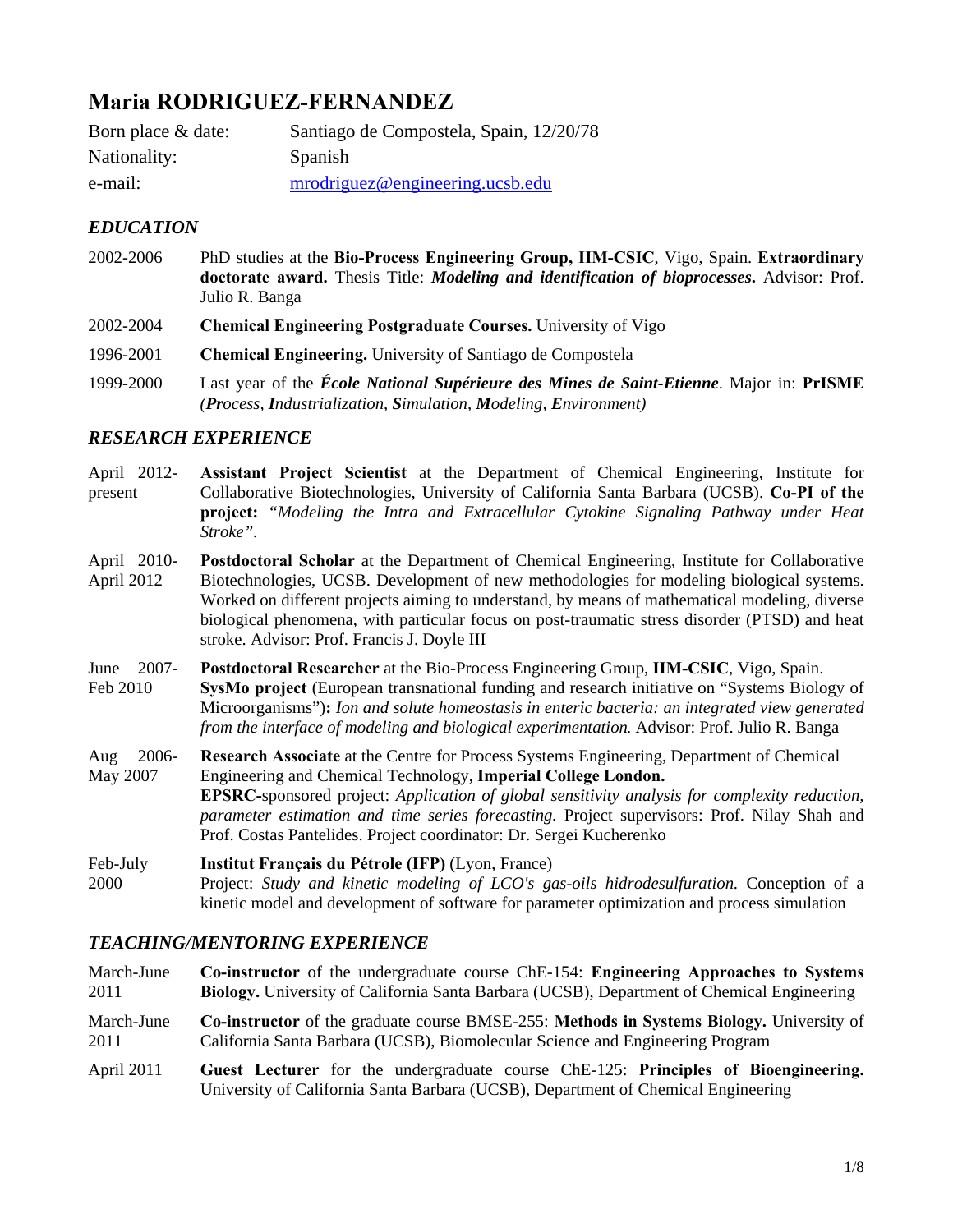# Maria RODRIGUEZ-FERNANDEZ

| | |
|---|---|
| Born place & date: | Santiago de Compostela, Spain, 12/20/78 |
| Nationality: | Spanish |
| e-mail: | mrodriguez@engineering.ucsb.edu |

## *EDUCATION*

2002-2006 PhD studies at the **Bio-Process Engineering Group, IIM-CSIC**, Vigo, Spain. **Extraordinary doctorate award.** Thesis Title: ***Modeling and identification of bioprocesses.*** Advisor: Prof. Julio R. Banga

2002-2004 **Chemical Engineering Postgraduate Courses.** University of Vigo

1996-2001 **Chemical Engineering.** University of Santiago de Compostela

1999-2000 Last year of the ***École National Supérieure des Mines de Saint-Etienne***. Major in: **PrISME** *(**Pr**ocess, **I**ndustrialization, **S**imulation, **M**odeling, **E**nvironment)*

## *RESEARCH EXPERIENCE*

April 2012-present **Assistant Project Scientist** at the Department of Chemical Engineering, Institute for Collaborative Biotechnologies, University of California Santa Barbara (UCSB). **Co-PI of the project:** *"Modeling the Intra and Extracellular Cytokine Signaling Pathway under Heat Stroke"*.

April 2010-April 2012 **Postdoctoral Scholar** at the Department of Chemical Engineering, Institute for Collaborative Biotechnologies, UCSB. Development of new methodologies for modeling biological systems. Worked on different projects aiming to understand, by means of mathematical modeling, diverse biological phenomena, with particular focus on post-traumatic stress disorder (PTSD) and heat stroke. Advisor: Prof. Francis J. Doyle III

June 2007-Feb 2010 **Postdoctoral Researcher** at the Bio-Process Engineering Group, **IIM-CSIC**, Vigo, Spain. **SysMo project** (European transnational funding and research initiative on "Systems Biology of Microorganisms")**:** *Ion and solute homeostasis in enteric bacteria: an integrated view generated from the interface of modeling and biological experimentation.* Advisor: Prof. Julio R. Banga

Aug 2006-May 2007 **Research Associate** at the Centre for Process Systems Engineering, Department of Chemical Engineering and Chemical Technology, **Imperial College London.** **EPSRC-**sponsored project: *Application of global sensitivity analysis for complexity reduction, parameter estimation and time series forecasting.* Project supervisors: Prof. Nilay Shah and Prof. Costas Pantelides. Project coordinator: Dr. Sergei Kucherenko

Feb-July 2000 **Institut Français du Pétrole (IFP)** (Lyon, France) Project: *Study and kinetic modeling of LCO's gas-oils hidrodesulfuration.* Conception of a kinetic model and development of software for parameter optimization and process simulation

## *TEACHING/MENTORING EXPERIENCE*

March-June 2011 **Co-instructor** of the undergraduate course ChE-154: **Engineering Approaches to Systems Biology.** University of California Santa Barbara (UCSB), Department of Chemical Engineering

March-June 2011 **Co-instructor** of the graduate course BMSE-255: **Methods in Systems Biology.** University of California Santa Barbara (UCSB), Biomolecular Science and Engineering Program

April 2011 **Guest Lecturer** for the undergraduate course ChE-125: **Principles of Bioengineering.** University of California Santa Barbara (UCSB), Department of Chemical Engineering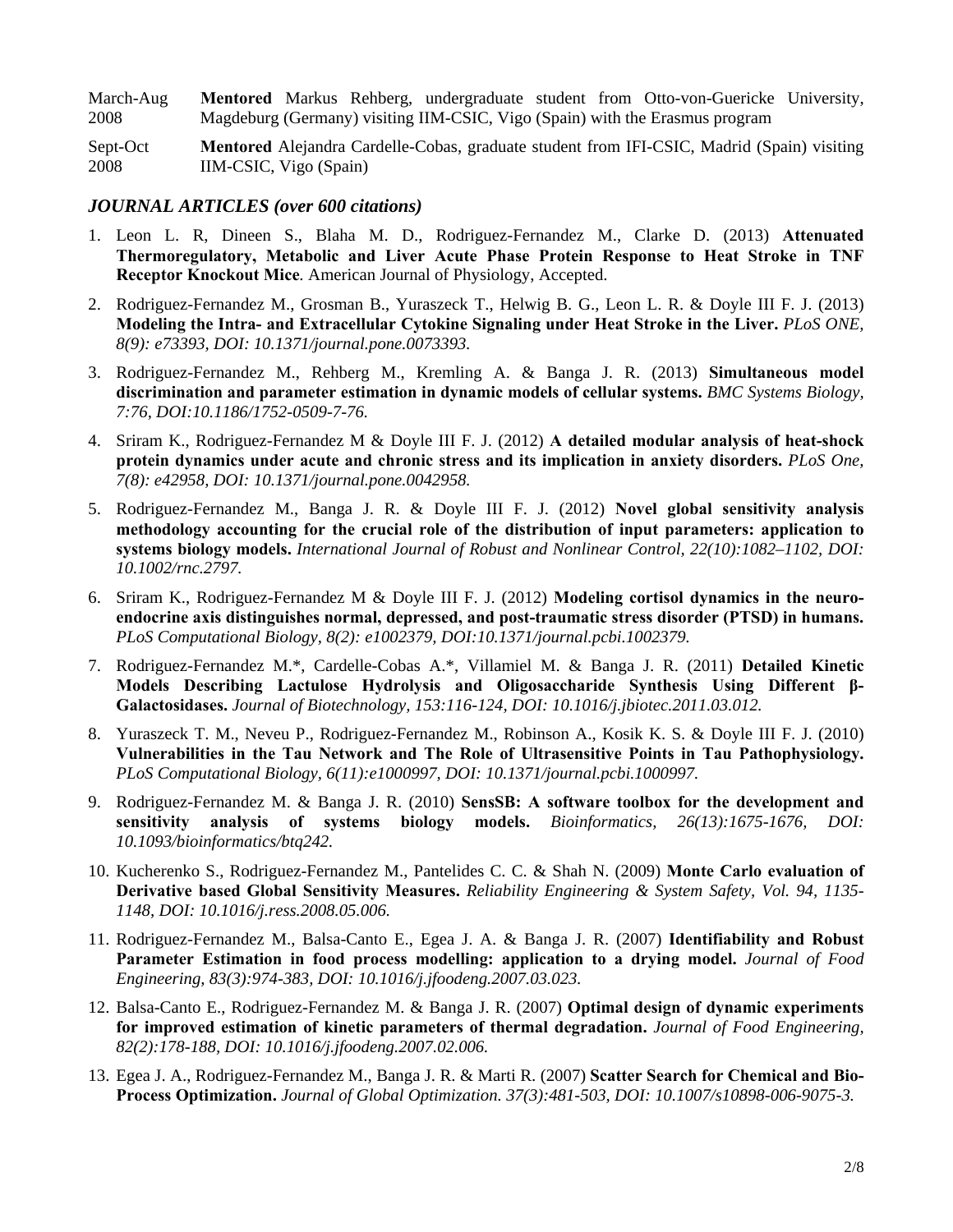| | |
|---|---|
| March-Aug 2008 | **Mentored** Markus Rehberg, undergraduate student from Otto-von-Guericke University, Magdeburg (Germany) visiting IIM-CSIC, Vigo (Spain) with the Erasmus program |
| Sept-Oct 2008 | **Mentored** Alejandra Cardelle-Cobas, graduate student from IFI-CSIC, Madrid (Spain) visiting IIM-CSIC, Vigo (Spain) |

### *JOURNAL ARTICLES (over 600 citations)*

1. Leon L. R, Dineen S., Blaha M. D., Rodriguez-Fernandez M., Clarke D. (2013) **Attenuated Thermoregulatory, Metabolic and Liver Acute Phase Protein Response to Heat Stroke in TNF Receptor Knockout Mice**. American Journal of Physiology, Accepted.
2. Rodriguez-Fernandez M., Grosman B., Yuraszeck T., Helwig B. G., Leon L. R. & Doyle III F. J. (2013) **Modeling the Intra- and Extracellular Cytokine Signaling under Heat Stroke in the Liver.** *PLoS ONE, 8(9): e73393, DOI: 10.1371/journal.pone.0073393.*
3. Rodriguez-Fernandez M., Rehberg M., Kremling A. & Banga J. R. (2013) **Simultaneous model discrimination and parameter estimation in dynamic models of cellular systems.** *BMC Systems Biology, 7:76, DOI:10.1186/1752-0509-7-76.*
4. Sriram K., Rodriguez-Fernandez M & Doyle III F. J. (2012) **A detailed modular analysis of heat-shock protein dynamics under acute and chronic stress and its implication in anxiety disorders.** *PLoS One, 7(8): e42958, DOI: 10.1371/journal.pone.0042958.*
5. Rodriguez-Fernandez M., Banga J. R. & Doyle III F. J. (2012) **Novel global sensitivity analysis methodology accounting for the crucial role of the distribution of input parameters: application to systems biology models.** *International Journal of Robust and Nonlinear Control, 22(10):1082–1102, DOI: 10.1002/rnc.2797.*
6. Sriram K., Rodriguez-Fernandez M & Doyle III F. J. (2012) **Modeling cortisol dynamics in the neuro-endocrine axis distinguishes normal, depressed, and post-traumatic stress disorder (PTSD) in humans.** *PLoS Computational Biology, 8(2): e1002379, DOI:10.1371/journal.pcbi.1002379.*
7. Rodriguez-Fernandez M.*, Cardelle-Cobas A.*, Villamiel M. & Banga J. R. (2011) **Detailed Kinetic Models Describing Lactulose Hydrolysis and Oligosaccharide Synthesis Using Different β-Galactosidases.** *Journal of Biotechnology, 153:116-124, DOI: 10.1016/j.jbiotec.2011.03.012.*
8. Yuraszeck T. M., Neveu P., Rodriguez-Fernandez M., Robinson A., Kosik K. S. & Doyle III F. J. (2010) **Vulnerabilities in the Tau Network and The Role of Ultrasensitive Points in Tau Pathophysiology.** *PLoS Computational Biology, 6(11):e1000997, DOI: 10.1371/journal.pcbi.1000997.*
9. Rodriguez-Fernandez M. & Banga J. R. (2010) **SensSB: A software toolbox for the development and sensitivity analysis of systems biology models.** *Bioinformatics, 26(13):1675-1676, DOI: 10.1093/bioinformatics/btq242.*
10. Kucherenko S., Rodriguez-Fernandez M., Pantelides C. C. & Shah N. (2009) **Monte Carlo evaluation of Derivative based Global Sensitivity Measures.** *Reliability Engineering & System Safety, Vol. 94, 1135-1148, DOI: 10.1016/j.ress.2008.05.006.*
11. Rodriguez-Fernandez M., Balsa-Canto E., Egea J. A. & Banga J. R. (2007) **Identifiability and Robust Parameter Estimation in food process modelling: application to a drying model.** *Journal of Food Engineering, 83(3):974-383, DOI: 10.1016/j.jfoodeng.2007.03.023.*
12. Balsa-Canto E., Rodriguez-Fernandez M. & Banga J. R. (2007) **Optimal design of dynamic experiments for improved estimation of kinetic parameters of thermal degradation.** *Journal of Food Engineering, 82(2):178-188, DOI: 10.1016/j.jfoodeng.2007.02.006.*
13. Egea J. A., Rodriguez-Fernandez M., Banga J. R. & Marti R. (2007) **Scatter Search for Chemical and Bio-Process Optimization.** *Journal of Global Optimization. 37(3):481-503, DOI: 10.1007/s10898-006-9075-3.*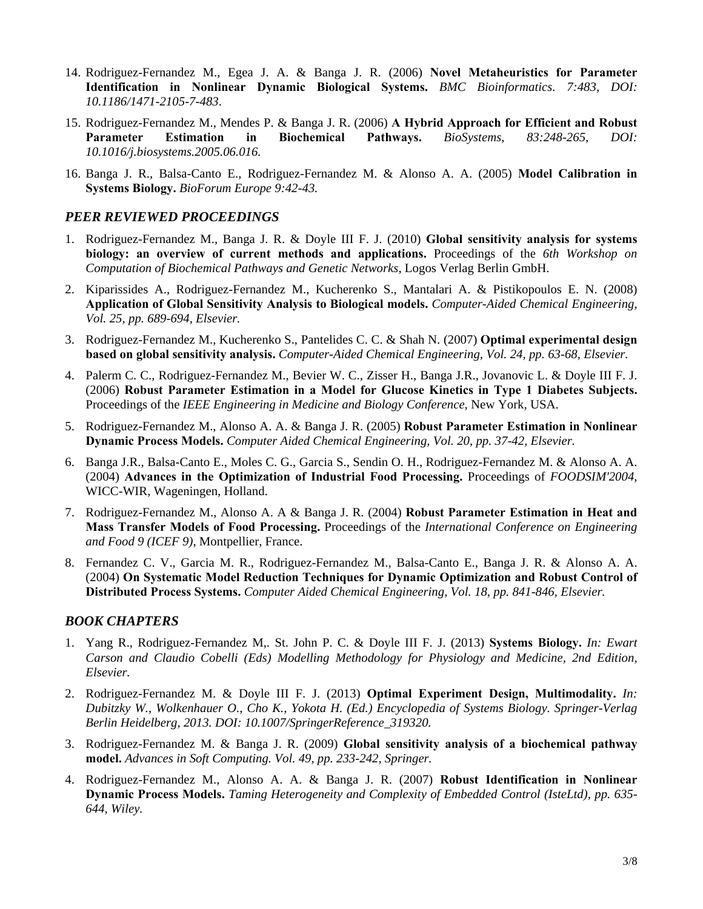14. Rodriguez-Fernandez M., Egea J. A. & Banga J. R. (2006) **Novel Metaheuristics for Parameter Identification in Nonlinear Dynamic Biological Systems.** *BMC Bioinformatics. 7:483, DOI: 10.1186/1471-2105-7-483*.

15. Rodriguez-Fernandez M., Mendes P. & Banga J. R. (2006) **A Hybrid Approach for Efficient and Robust Parameter Estimation in Biochemical Pathways.** *BioSystems, 83:248-265, DOI: 10.1016/j.biosystems.2005.06.016*.

16. Banga J. R., Balsa-Canto E., Rodriguez-Fernandez M. & Alonso A. A. (2005) **Model Calibration in Systems Biology.** *BioForum Europe 9:42-43.*

## *PEER REVIEWED PROCEEDINGS*

1. Rodriguez-Fernandez M., Banga J. R. & Doyle III F. J. (2010) **Global sensitivity analysis for systems biology: an overview of current methods and applications.** Proceedings of the *6th Workshop on Computation of Biochemical Pathways and Genetic Networks*, Logos Verlag Berlin GmbH.

2. Kiparissides A., Rodriguez-Fernandez M., Kucherenko S., Mantalari A. & Pistikopoulos E. N. (2008) **Application of Global Sensitivity Analysis to Biological models.** *Computer-Aided Chemical Engineering, Vol. 25, pp. 689-694, Elsevier.*

3. Rodriguez-Fernandez M., Kucherenko S., Pantelides C. C. & Shah N. (2007) **Optimal experimental design based on global sensitivity analysis.** *Computer-Aided Chemical Engineering, Vol. 24, pp. 63-68, Elsevier.*

4. Palerm C. C., Rodriguez-Fernandez M., Bevier W. C., Zisser H., Banga J.R., Jovanovic L. & Doyle III F. J. (2006) **Robust Parameter Estimation in a Model for Glucose Kinetics in Type 1 Diabetes Subjects.** Proceedings of the *IEEE Engineering in Medicine and Biology Conference*, New York, USA.

5. Rodriguez-Fernandez M., Alonso A. A. & Banga J. R. (2005) **Robust Parameter Estimation in Nonlinear Dynamic Process Models.** *Computer Aided Chemical Engineering, Vol. 20, pp. 37-42, Elsevier.*

6. Banga J.R., Balsa-Canto E., Moles C. G., Garcia S., Sendin O. H., Rodriguez-Fernandez M. & Alonso A. A. (2004) **Advances in the Optimization of Industrial Food Processing.** Proceedings of *FOODSIM'2004*, WICC-WIR, Wageningen, Holland.

7. Rodriguez-Fernandez M., Alonso A. A & Banga J. R. (2004) **Robust Parameter Estimation in Heat and Mass Transfer Models of Food Processing.** Proceedings of the *International Conference on Engineering and Food 9 (ICEF 9)*, Montpellier, France.

8. Fernandez C. V., Garcia M. R., Rodriguez-Fernandez M., Balsa-Canto E., Banga J. R. & Alonso A. A. (2004) **On Systematic Model Reduction Techniques for Dynamic Optimization and Robust Control of Distributed Process Systems.** *Computer Aided Chemical Engineering, Vol. 18, pp. 841-846, Elsevier.*

## *BOOK CHAPTERS*

1. Yang R., Rodriguez-Fernandez M,. St. John P. C. & Doyle III F. J. (2013) **Systems Biology.** *In: Ewart Carson and Claudio Cobelli (Eds) Modelling Methodology for Physiology and Medicine, 2nd Edition, Elsevier.*

2. Rodriguez-Fernandez M. & Doyle III F. J. (2013) **Optimal Experiment Design, Multimodality.** *In: Dubitzky W., Wolkenhauer O., Cho K., Yokota H. (Ed.) Encyclopedia of Systems Biology. Springer-Verlag Berlin Heidelberg, 2013. DOI: 10.1007/SpringerReference_319320.*

3. Rodriguez-Fernandez M. & Banga J. R. (2009) **Global sensitivity analysis of a biochemical pathway model.** *Advances in Soft Computing. Vol. 49, pp. 233-242, Springer.*

4. Rodriguez-Fernandez M., Alonso A. A. & Banga J. R. (2007) **Robust Identification in Nonlinear Dynamic Process Models.** *Taming Heterogeneity and Complexity of Embedded Control (IsteLtd), pp. 635-644, Wiley.*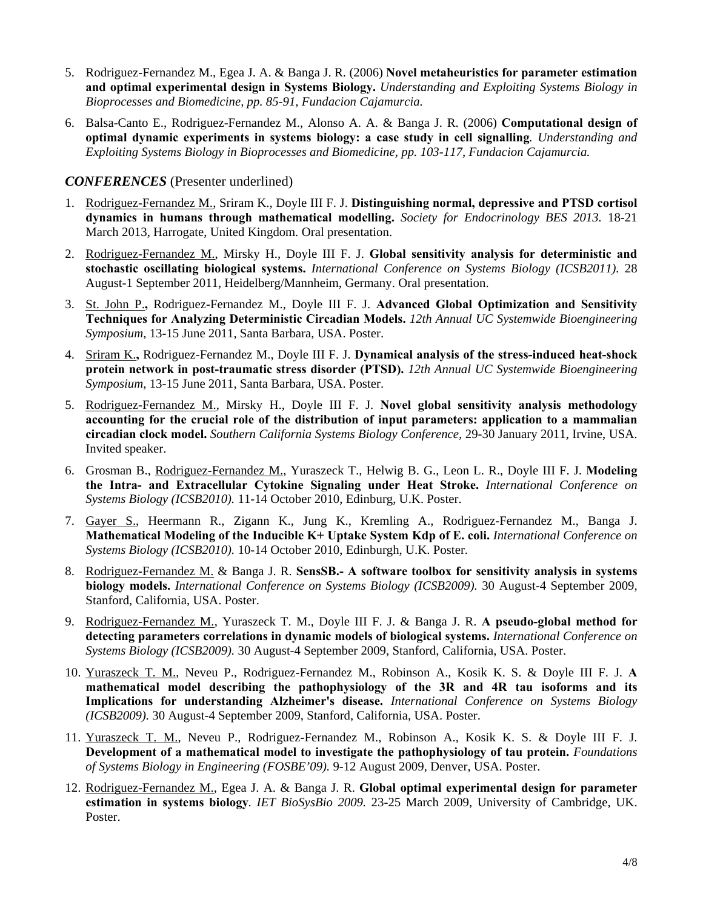5. Rodriguez-Fernandez M., Egea J. A. & Banga J. R. (2006) **Novel metaheuristics for parameter estimation and optimal experimental design in Systems Biology.** *Understanding and Exploiting Systems Biology in Bioprocesses and Biomedicine, pp. 85-91, Fundacion Cajamurcia.*

6. Balsa-Canto E., Rodriguez-Fernandez M., Alonso A. A. & Banga J. R. (2006) **Computational design of optimal dynamic experiments in systems biology: a case study in cell signalling**. *Understanding and Exploiting Systems Biology in Bioprocesses and Biomedicine, pp. 103-117, Fundacion Cajamurcia.*

### ***CONFERENCES*** (Presenter underlined)

1. <u>Rodriguez-Fernandez M.</u>, Sriram K., Doyle III F. J. **Distinguishing normal, depressive and PTSD cortisol dynamics in humans through mathematical modelling.** *Society for Endocrinology BES 2013.* 18-21 March 2013, Harrogate, United Kingdom. Oral presentation.

2. <u>Rodriguez-Fernandez M.</u>, Mirsky H., Doyle III F. J. **Global sensitivity analysis for deterministic and stochastic oscillating biological systems.** *International Conference on Systems Biology (ICSB2011).* 28 August-1 September 2011, Heidelberg/Mannheim, Germany. Oral presentation.

3. <u>St. John P.</u>**,** Rodriguez-Fernandez M., Doyle III F. J. **Advanced Global Optimization and Sensitivity Techniques for Analyzing Deterministic Circadian Models.** *12th Annual UC Systemwide Bioengineering Symposium,* 13-15 June 2011, Santa Barbara, USA. Poster.

4. <u>Sriram K.</u>**,** Rodriguez-Fernandez M., Doyle III F. J. **Dynamical analysis of the stress-induced heat-shock protein network in post-traumatic stress disorder (PTSD).** *12th Annual UC Systemwide Bioengineering Symposium,* 13-15 June 2011, Santa Barbara, USA. Poster.

5. <u>Rodriguez-Fernandez M.</u>, Mirsky H., Doyle III F. J. **Novel global sensitivity analysis methodology accounting for the crucial role of the distribution of input parameters: application to a mammalian circadian clock model.** *Southern California Systems Biology Conference,* 29-30 January 2011, Irvine, USA. Invited speaker.

6. Grosman B., <u>Rodriguez-Fernandez M.</u>, Yuraszeck T., Helwig B. G., Leon L. R., Doyle III F. J. **Modeling the Intra- and Extracellular Cytokine Signaling under Heat Stroke.** *International Conference on Systems Biology (ICSB2010).* 11-14 October 2010, Edinburg, U.K. Poster.

7. <u>Gayer S.</u>, Heermann R., Zigann K., Jung K., Kremling A., Rodriguez-Fernandez M., Banga J. **Mathematical Modeling of the Inducible K+ Uptake System Kdp of E. coli.** *International Conference on Systems Biology (ICSB2010).* 10-14 October 2010, Edinburgh, U.K. Poster.

8. <u>Rodriguez-Fernandez M.</u> & Banga J. R. **SensSB.- A software toolbox for sensitivity analysis in systems biology models.** *International Conference on Systems Biology (ICSB2009).* 30 August-4 September 2009, Stanford, California, USA. Poster.

9. <u>Rodriguez-Fernandez M.</u>, Yuraszeck T. M., Doyle III F. J. & Banga J. R. **A pseudo-global method for detecting parameters correlations in dynamic models of biological systems.** *International Conference on Systems Biology (ICSB2009).* 30 August-4 September 2009, Stanford, California, USA. Poster.

10. <u>Yuraszeck T. M.</u>, Neveu P., Rodriguez-Fernandez M., Robinson A., Kosik K. S. & Doyle III F. J. **A mathematical model describing the pathophysiology of the 3R and 4R tau isoforms and its Implications for understanding Alzheimer's disease.** *International Conference on Systems Biology (ICSB2009).* 30 August-4 September 2009, Stanford, California, USA. Poster.

11. <u>Yuraszeck T. M.</u>, Neveu P., Rodriguez-Fernandez M., Robinson A., Kosik K. S. & Doyle III F. J. **Development of a mathematical model to investigate the pathophysiology of tau protein.** *Foundations of Systems Biology in Engineering (FOSBE'09).* 9-12 August 2009, Denver, USA. Poster.

12. <u>Rodriguez-Fernandez M.</u>, Egea J. A. & Banga J. R. **Global optimal experimental design for parameter estimation in systems biology**. *IET BioSysBio 2009.* 23-25 March 2009, University of Cambridge, UK. Poster.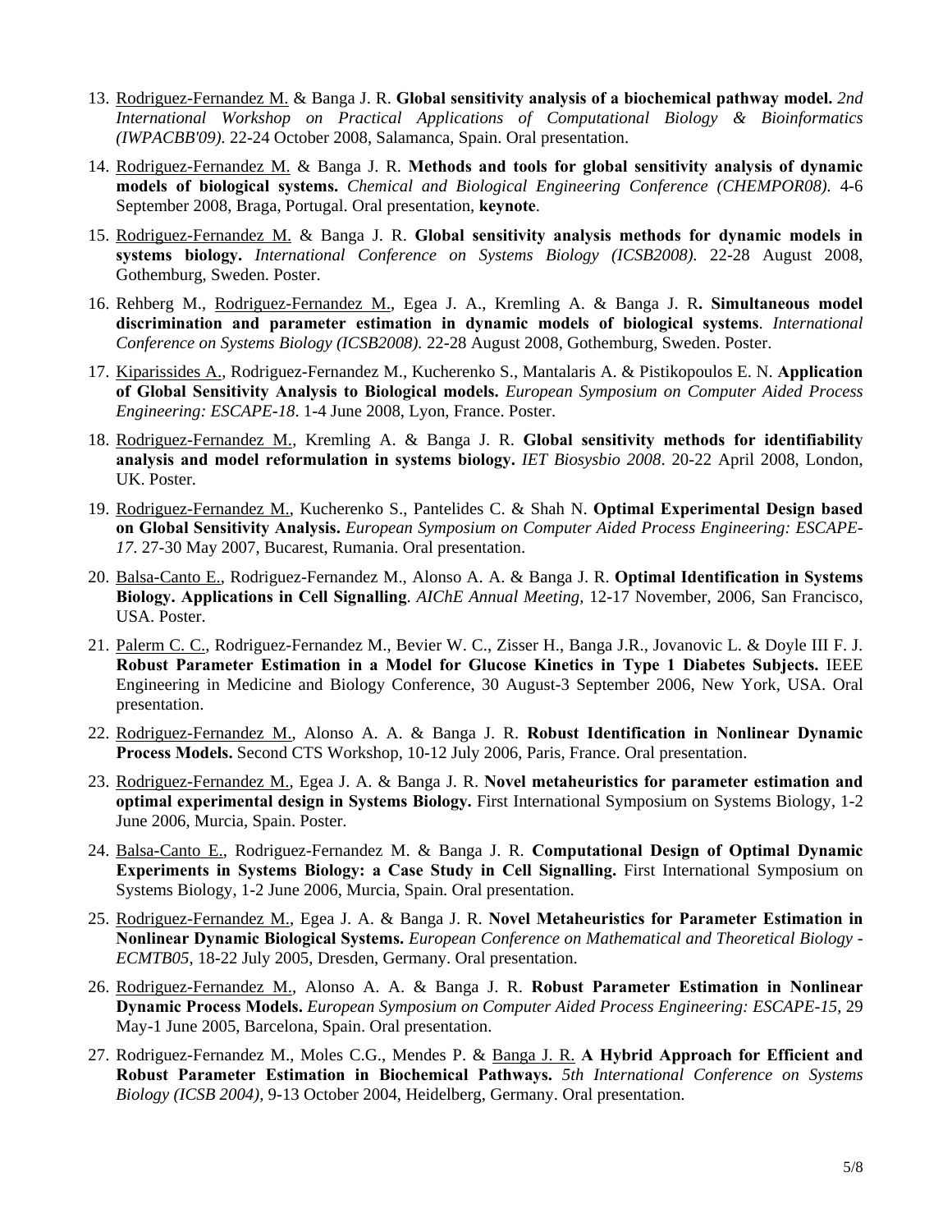13. <u>Rodriguez-Fernandez M.</u> & Banga J. R. **Global sensitivity analysis of a biochemical pathway model.** *2nd International Workshop on Practical Applications of Computational Biology & Bioinformatics (IWPACBB'09).* 22-24 October 2008, Salamanca, Spain. Oral presentation.

14. <u>Rodriguez-Fernandez M.</u> & Banga J. R. **Methods and tools for global sensitivity analysis of dynamic models of biological systems.** *Chemical and Biological Engineering Conference (CHEMPOR08).* 4-6 September 2008, Braga, Portugal. Oral presentation, **keynote**.

15. <u>Rodriguez-Fernandez M.</u> & Banga J. R. **Global sensitivity analysis methods for dynamic models in systems biology.** *International Conference on Systems Biology (ICSB2008).* 22-28 August 2008, Gothemburg, Sweden. Poster.

16. Rehberg M., <u>Rodriguez-Fernandez M.</u>, Egea J. A., Kremling A. & Banga J. R**. Simultaneous model discrimination and parameter estimation in dynamic models of biological systems**. *International Conference on Systems Biology (ICSB2008).* 22-28 August 2008, Gothemburg, Sweden. Poster.

17. <u>Kiparissides A.</u>, Rodriguez-Fernandez M., Kucherenko S., Mantalaris A. & Pistikopoulos E. N. **Application of Global Sensitivity Analysis to Biological models.** *European Symposium on Computer Aided Process Engineering: ESCAPE-18*. 1-4 June 2008, Lyon, France. Poster.

18. <u>Rodriguez-Fernandez M.</u>, Kremling A. & Banga J. R. **Global sensitivity methods for identifiability analysis and model reformulation in systems biology.** *IET Biosysbio 2008*. 20-22 April 2008, London, UK. Poster.

19. <u>Rodriguez-Fernandez M.</u>, Kucherenko S., Pantelides C. & Shah N. **Optimal Experimental Design based on Global Sensitivity Analysis.** *European Symposium on Computer Aided Process Engineering: ESCAPE-17*. 27-30 May 2007, Bucarest, Rumania. Oral presentation.

20. <u>Balsa-Canto E.</u>, Rodriguez-Fernandez M., Alonso A. A. & Banga J. R. **Optimal Identification in Systems Biology. Applications in Cell Signalling**. *AIChE Annual Meeting,* 12-17 November, 2006, San Francisco, USA. Poster.

21. <u>Palerm C. C.</u>, Rodriguez-Fernandez M., Bevier W. C., Zisser H., Banga J.R., Jovanovic L. & Doyle III F. J. **Robust Parameter Estimation in a Model for Glucose Kinetics in Type 1 Diabetes Subjects.** IEEE Engineering in Medicine and Biology Conference, 30 August-3 September 2006, New York, USA. Oral presentation.

22. <u>Rodriguez-Fernandez M.</u>, Alonso A. A. & Banga J. R. **Robust Identification in Nonlinear Dynamic Process Models.** Second CTS Workshop, 10-12 July 2006, Paris, France. Oral presentation.

23. <u>Rodriguez-Fernandez M.</u>, Egea J. A. & Banga J. R. **Novel metaheuristics for parameter estimation and optimal experimental design in Systems Biology.** First International Symposium on Systems Biology, 1-2 June 2006, Murcia, Spain. Poster.

24. <u>Balsa-Canto E.</u>, Rodriguez-Fernandez M. & Banga J. R. **Computational Design of Optimal Dynamic Experiments in Systems Biology: a Case Study in Cell Signalling.** First International Symposium on Systems Biology, 1-2 June 2006, Murcia, Spain. Oral presentation.

25. <u>Rodriguez-Fernandez M.</u>, Egea J. A. & Banga J. R. **Novel Metaheuristics for Parameter Estimation in Nonlinear Dynamic Biological Systems.** *European Conference on Mathematical and Theoretical Biology - ECMTB05*, 18-22 July 2005, Dresden, Germany. Oral presentation.

26. <u>Rodriguez-Fernandez M.</u>, Alonso A. A. & Banga J. R. **Robust Parameter Estimation in Nonlinear Dynamic Process Models.** *European Symposium on Computer Aided Process Engineering: ESCAPE-15*, 29 May-1 June 2005, Barcelona, Spain. Oral presentation.

27. Rodriguez-Fernandez M., Moles C.G., Mendes P. & <u>Banga J. R.</u> **A Hybrid Approach for Efficient and Robust Parameter Estimation in Biochemical Pathways.** *5th International Conference on Systems Biology (ICSB 2004),* 9-13 October 2004, Heidelberg, Germany. Oral presentation.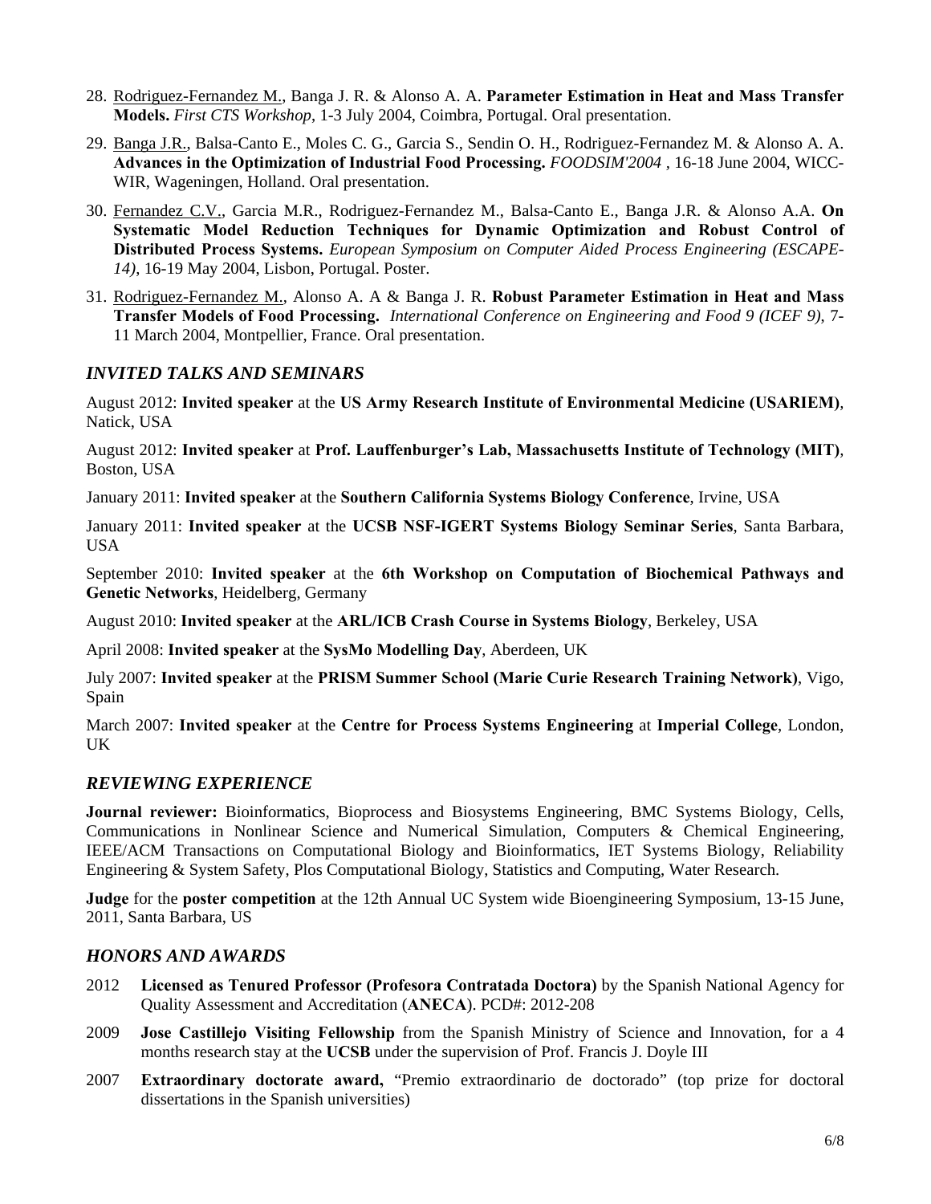28. Rodriguez-Fernandez M., Banga J. R. & Alonso A. A. **Parameter Estimation in Heat and Mass Transfer Models.** *First CTS Workshop*, 1-3 July 2004, Coimbra, Portugal. Oral presentation.

29. Banga J.R., Balsa-Canto E., Moles C. G., Garcia S., Sendin O. H., Rodriguez-Fernandez M. & Alonso A. A. **Advances in the Optimization of Industrial Food Processing.** *FOODSIM'2004* , 16-18 June 2004, WICC-WIR, Wageningen, Holland. Oral presentation.

30. Fernandez C.V., Garcia M.R., Rodriguez-Fernandez M., Balsa-Canto E., Banga J.R. & Alonso A.A. **On Systematic Model Reduction Techniques for Dynamic Optimization and Robust Control of Distributed Process Systems.** *European Symposium on Computer Aided Process Engineering (ESCAPE-14)*, 16-19 May 2004, Lisbon, Portugal. Poster.

31. Rodriguez-Fernandez M., Alonso A. A & Banga J. R. **Robust Parameter Estimation in Heat and Mass Transfer Models of Food Processing.** *International Conference on Engineering and Food 9 (ICEF 9)*, 7-11 March 2004, Montpellier, France. Oral presentation.

## *INVITED TALKS AND SEMINARS*

August 2012: **Invited speaker** at the **US Army Research Institute of Environmental Medicine (USARIEM)**, Natick, USA

August 2012: **Invited speaker** at **Prof. Lauffenburger's Lab, Massachusetts Institute of Technology (MIT)**, Boston, USA

January 2011: **Invited speaker** at the **Southern California Systems Biology Conference**, Irvine, USA

January 2011: **Invited speaker** at the **UCSB NSF-IGERT Systems Biology Seminar Series**, Santa Barbara, USA

September 2010: **Invited speaker** at the **6th Workshop on Computation of Biochemical Pathways and Genetic Networks**, Heidelberg, Germany

August 2010: **Invited speaker** at the **ARL/ICB Crash Course in Systems Biology**, Berkeley, USA

April 2008: **Invited speaker** at the **SysMo Modelling Day**, Aberdeen, UK

July 2007: **Invited speaker** at the **PRISM Summer School (Marie Curie Research Training Network)**, Vigo, Spain

March 2007: **Invited speaker** at the **Centre for Process Systems Engineering** at **Imperial College**, London, UK

## *REVIEWING EXPERIENCE*

**Journal reviewer:** Bioinformatics, Bioprocess and Biosystems Engineering, BMC Systems Biology, Cells, Communications in Nonlinear Science and Numerical Simulation, Computers & Chemical Engineering, IEEE/ACM Transactions on Computational Biology and Bioinformatics, IET Systems Biology, Reliability Engineering & System Safety, Plos Computational Biology, Statistics and Computing, Water Research.

**Judge** for the **poster competition** at the 12th Annual UC System wide Bioengineering Symposium, 13-15 June, 2011, Santa Barbara, US

## *HONORS AND AWARDS*

2012 **Licensed as Tenured Professor (Profesora Contratada Doctora)** by the Spanish National Agency for Quality Assessment and Accreditation (**ANECA**). PCD#: 2012-208

2009 **Jose Castillejo Visiting Fellowship** from the Spanish Ministry of Science and Innovation, for a 4 months research stay at the **UCSB** under the supervision of Prof. Francis J. Doyle III

2007 **Extraordinary doctorate award,** "Premio extraordinario de doctorado" (top prize for doctoral dissertations in the Spanish universities)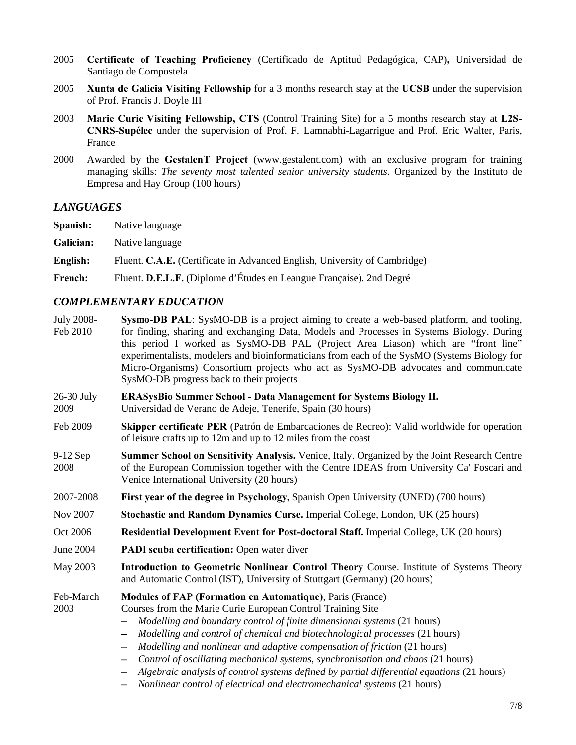2005 **Certificate of Teaching Proficiency** (Certificado de Aptitud Pedagógica, CAP)**,** Universidad de Santiago de Compostela

2005 **Xunta de Galicia Visiting Fellowship** for a 3 months research stay at the **UCSB** under the supervision of Prof. Francis J. Doyle III

2003 **Marie Curie Visiting Fellowship, CTS** (Control Training Site) for a 5 months research stay at **L2S-CNRS-Supélec** under the supervision of Prof. F. Lamnabhi-Lagarrigue and Prof. Eric Walter, Paris, France

2000 Awarded by the **GestalenT Project** (www.gestalent.com) with an exclusive program for training managing skills: *The seventy most talented senior university students*. Organized by the Instituto de Empresa and Hay Group (100 hours)

## *LANGUAGES*

**Spanish:** Native language

**Galician:** Native language

**English:** Fluent. **C.A.E.** (Certificate in Advanced English, University of Cambridge)

**French:** Fluent. **D.E.L.F.** (Diplome d'Études en Leangue Française). 2nd Degré

## *COMPLEMENTARY EDUCATION*

July 2008-Feb 2010 **Sysmo-DB PAL**: SysMO-DB is a project aiming to create a web-based platform, and tooling, for finding, sharing and exchanging Data, Models and Processes in Systems Biology. During this period I worked as SysMO-DB PAL (Project Area Liason) which are "front line" experimentalists, modelers and bioinformaticians from each of the SysMO (Systems Biology for Micro-Organisms) Consortium projects who act as SysMO-DB advocates and communicate SysMO-DB progress back to their projects

26-30 July 2009 **ERASysBio Summer School - Data Management for Systems Biology II.** Universidad de Verano de Adeje, Tenerife, Spain (30 hours)

Feb 2009 **Skipper certificate PER** (Patrón de Embarcaciones de Recreo): Valid worldwide for operation of leisure crafts up to 12m and up to 12 miles from the coast

9-12 Sep 2008 **Summer School on Sensitivity Analysis.** Venice, Italy. Organized by the Joint Research Centre of the European Commission together with the Centre IDEAS from University Ca' Foscari and Venice International University (20 hours)

2007-2008 **First year of the degree in Psychology,** Spanish Open University (UNED) (700 hours)

Nov 2007 **Stochastic and Random Dynamics Curse.** Imperial College, London, UK (25 hours)

Oct 2006 **Residential Development Event for Post-doctoral Staff.** Imperial College, UK (20 hours)

June 2004 **PADI scuba certification:** Open water diver

May 2003 **Introduction to Geometric Nonlinear Control Theory** Course. Institute of Systems Theory and Automatic Control (IST), University of Stuttgart (Germany) (20 hours)

Feb-March 2003 **Modules of FAP (Formation en Automatique)**, Paris (France)
Courses from the Marie Curie European Control Training Site

- *Modelling and boundary control of finite dimensional systems* (21 hours)
- *Modelling and control of chemical and biotechnological processes* (21 hours)
- *Modelling and nonlinear and adaptive compensation of friction* (21 hours)
- *Control of oscillating mechanical systems, synchronisation and chaos* (21 hours)
- *Algebraic analysis of control systems defined by partial differential equations* (21 hours)
- *Nonlinear control of electrical and electromechanical systems* (21 hours)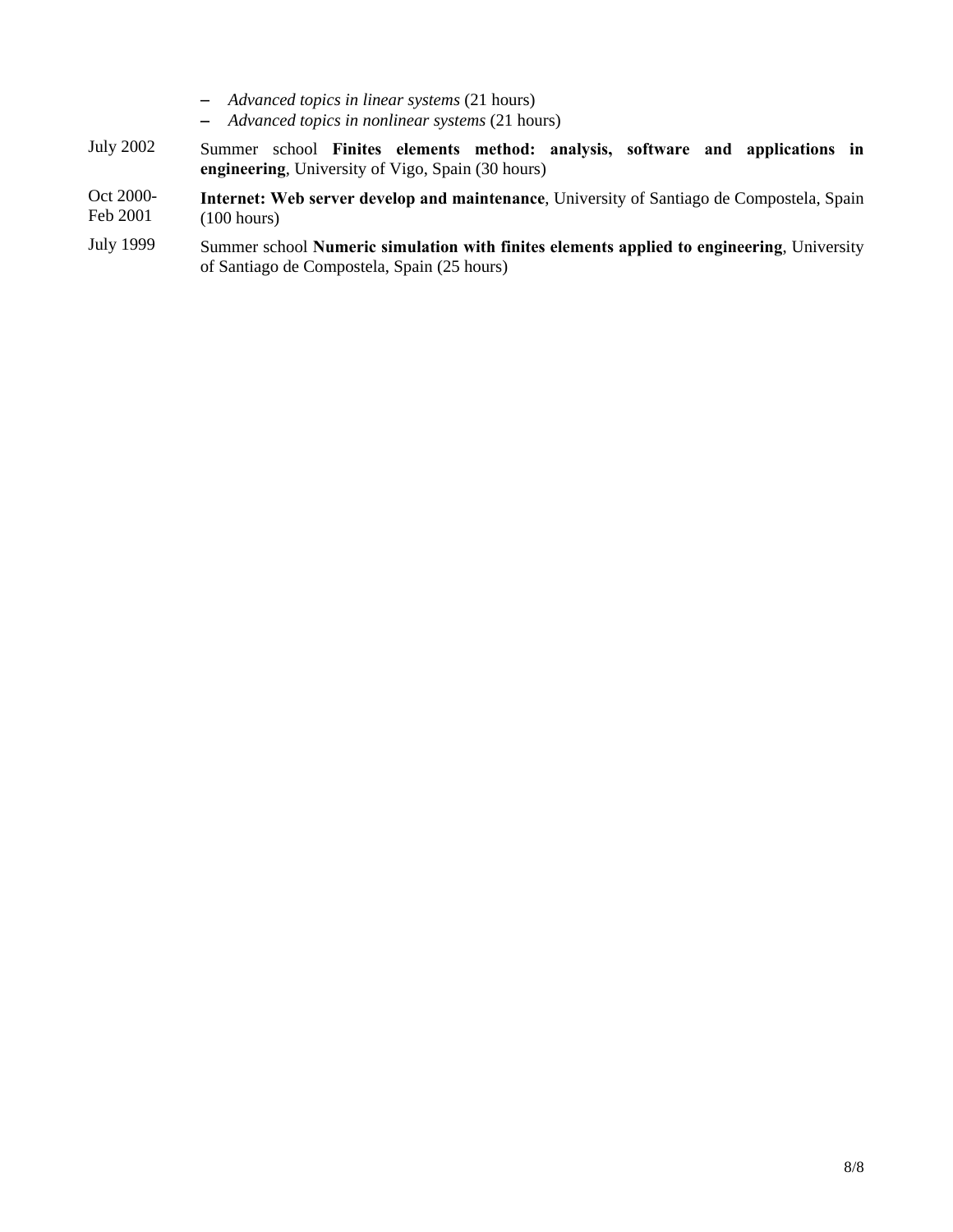- *Advanced topics in linear systems* (21 hours)
- *Advanced topics in nonlinear systems* (21 hours)

July 2002 — Summer school **Finites elements method: analysis, software and applications in engineering**, University of Vigo, Spain (30 hours)

Oct 2000-Feb 2001 — **Internet: Web server develop and maintenance**, University of Santiago de Compostela, Spain (100 hours)

July 1999 — Summer school **Numeric simulation with finites elements applied to engineering**, University of Santiago de Compostela, Spain (25 hours)